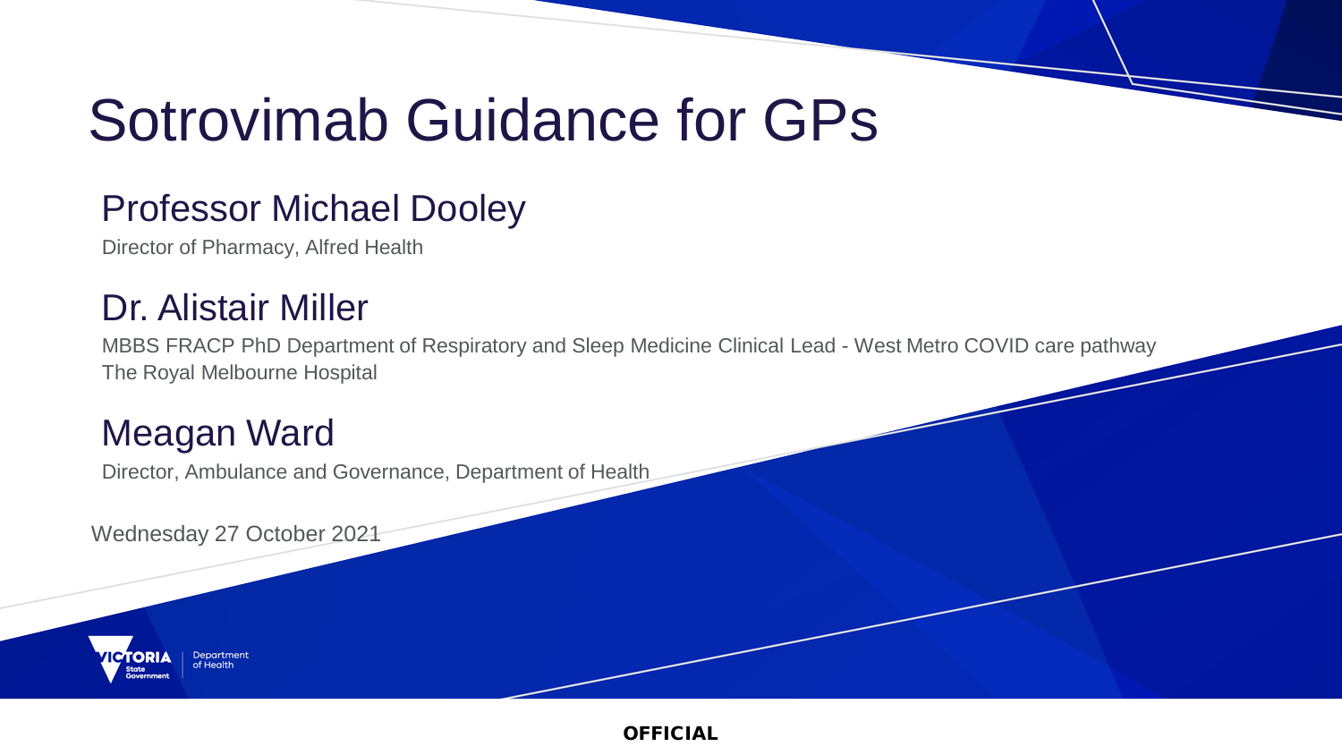# Sotrovimab Guidance for GPs

## Professor Michael Dooley

Director of Pharmacy, Alfred Health

## Dr. Alistair Miller

MBBS FRACP PhD Department of Respiratory and Sleep Medicine Clinical Lead - West Metro COVID care pathway
The Royal Melbourne Hospital

## Meagan Ward

Director, Ambulance and Governance, Department of Health

Wednesday 27 October 2021

VICTORIA State Government | Department of Health

**OFFICIAL**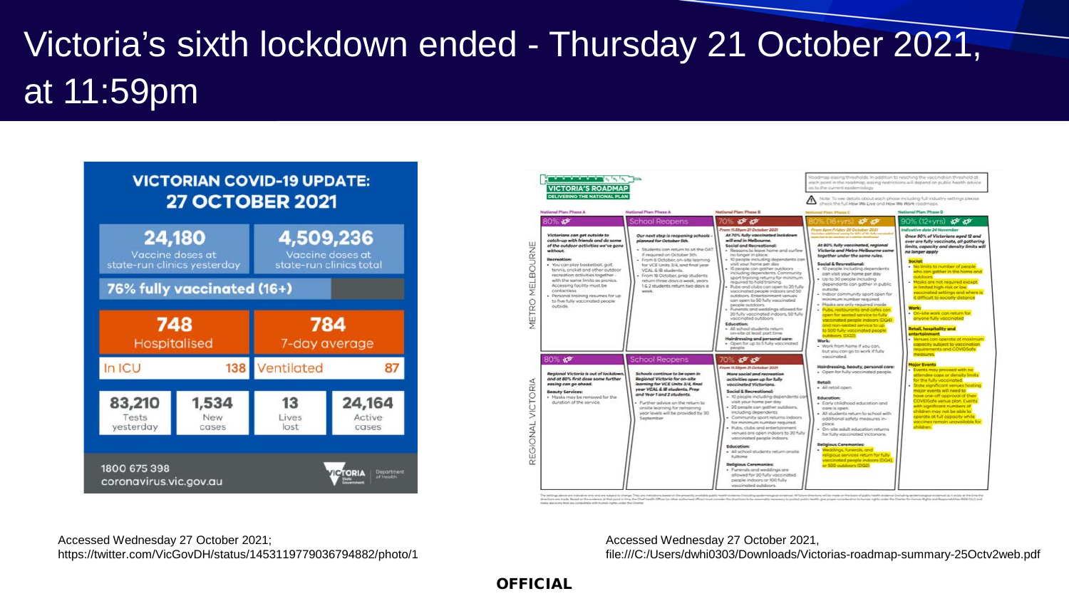# Victoria's sixth lockdown ended - Thursday 21 October 2021, at 11:59pm

## VICTORIAN COVID-19 UPDATE: 27 OCTOBER 2021

| | |
|---|---|
| **24,180** Vaccine doses at state-run clinics yesterday | **4,509,236** Vaccine doses at state-run clinics total |

**76% fully vaccinated (16+)**

| | |
|---|---|
| **748** Hospitalised | **784** 7-day average |
| In ICU 138 | Ventilated 87 |

| | | | |
|---|---|---|---|
| **83,210** Tests yesterday | **1,534** New cases | **13** Lives lost | **24,164** Active cases |

1800 675 398
coronavirus.vic.gov.au

Accessed Wednesday 27 October 2021; https://twitter.com/VicGovDH/status/1453119779036794882/photo/1

## VICTORIA'S ROADMAP
DELIVERING THE NATIONAL PLAN

Roadmap easing thresholds: In addition to reaching the vaccination threshold at each point in the roadmap, easing restrictions will depend on public health advice as to the current epidemiology.

Note: To see details about each phase including full industry settings please check the full How We Live and How We Work roadmaps.

| | National Plan: Phase A | National Plan: Phase A | National Plan: Phase B | National Plan: Phase C | National Plan: Phase D |
|---|---|---|---|---|---|
| METRO MELBOURNE | 80% | School Reopens | 70% | 80% (16+yrs) | 90% (12+yrs) |
| REGIONAL VICTORIA | 80% | School Reopens | 70% | | |

Accessed Wednesday 27 October 2021, file:///C:/Users/dwhi0303/Downloads/Victorias-roadmap-summary-25Octv2web.pdf

**OFFICIAL**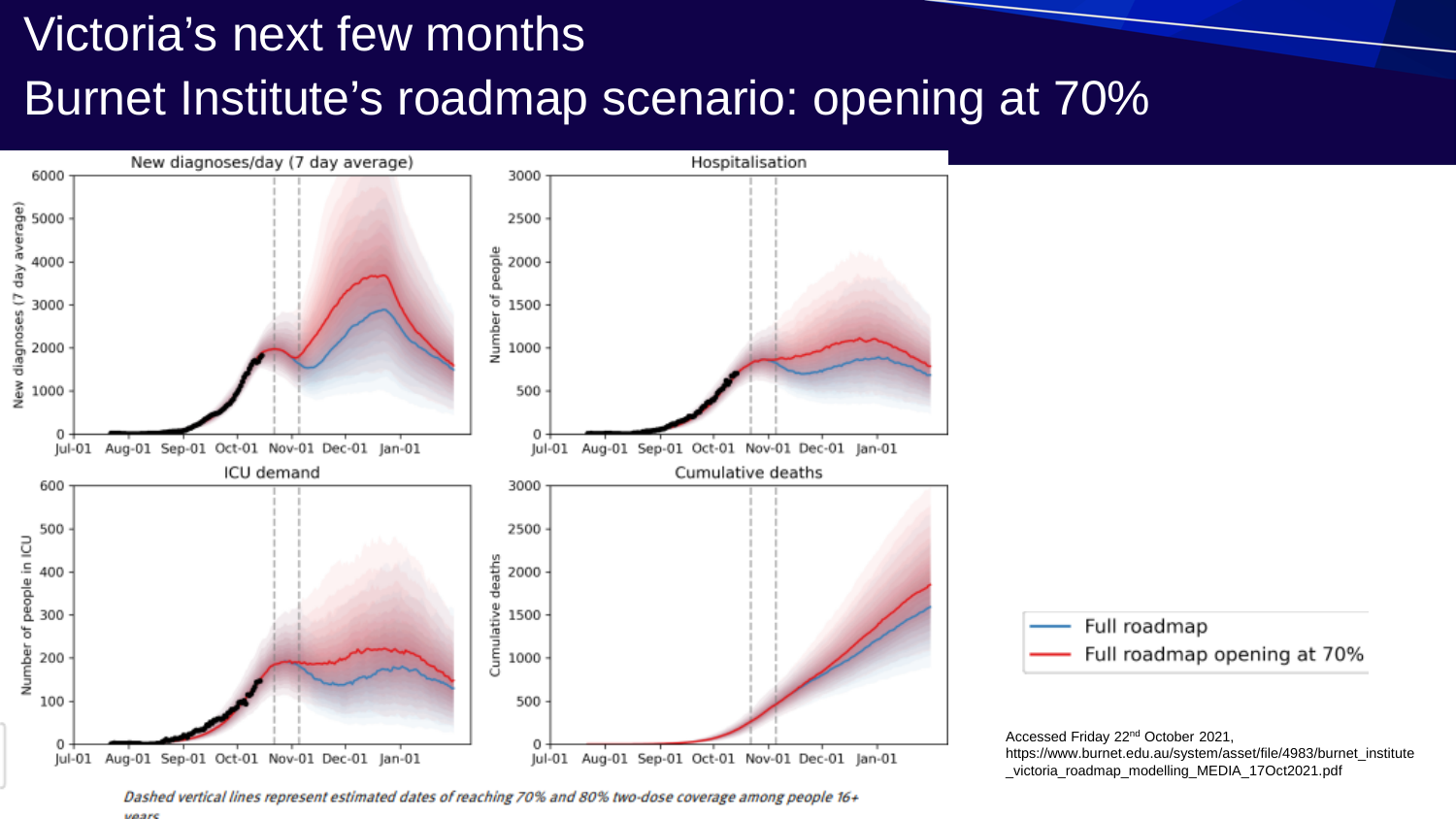# Victoria's next few months

## Burnet Institute's roadmap scenario: opening at 70%

New diagnoses/day (7 day average)

Hospitalisation

ICU demand

Cumulative deaths

- Full roadmap
- Full roadmap opening at 70%

*Dashed vertical lines represent estimated dates of reaching 70% and 80% two-dose coverage among people 16+ years*

Accessed Friday 22nd October 2021, https://www.burnet.edu.au/system/asset/file/4983/burnet_institute_victoria_roadmap_modelling_MEDIA_17Oct2021.pdf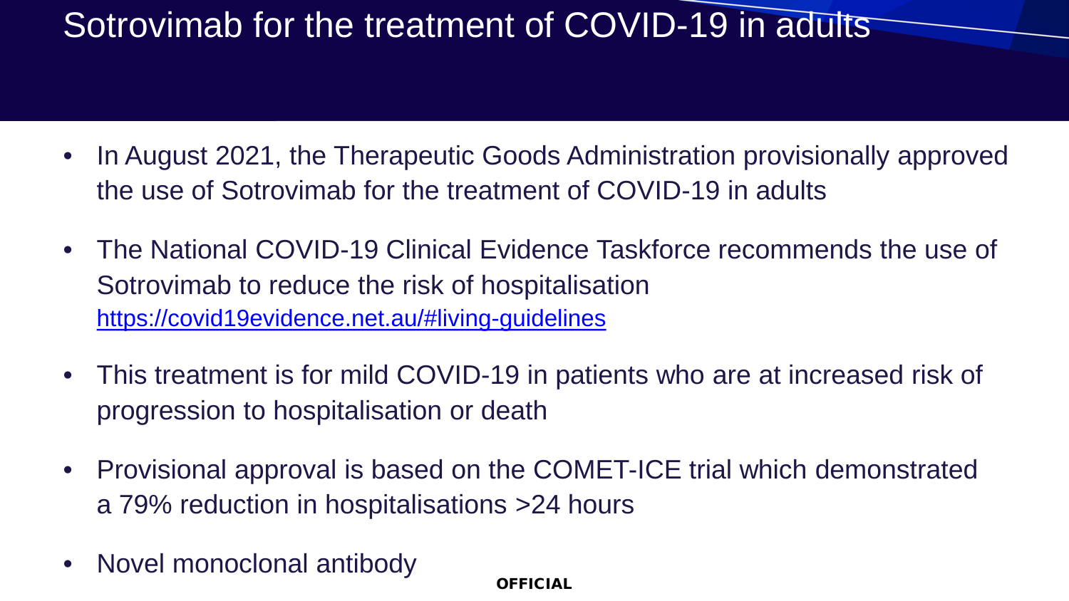# Sotrovimab for the treatment of COVID-19 in adults

- In August 2021, the Therapeutic Goods Administration provisionally approved the use of Sotrovimab for the treatment of COVID-19 in adults
- The National COVID-19 Clinical Evidence Taskforce recommends the use of Sotrovimab to reduce the risk of hospitalisation https://covid19evidence.net.au/#living-guidelines
- This treatment is for mild COVID-19 in patients who are at increased risk of progression to hospitalisation or death
- Provisional approval is based on the COMET-ICE trial which demonstrated a 79% reduction in hospitalisations >24 hours
- Novel monoclonal antibody

**OFFICIAL**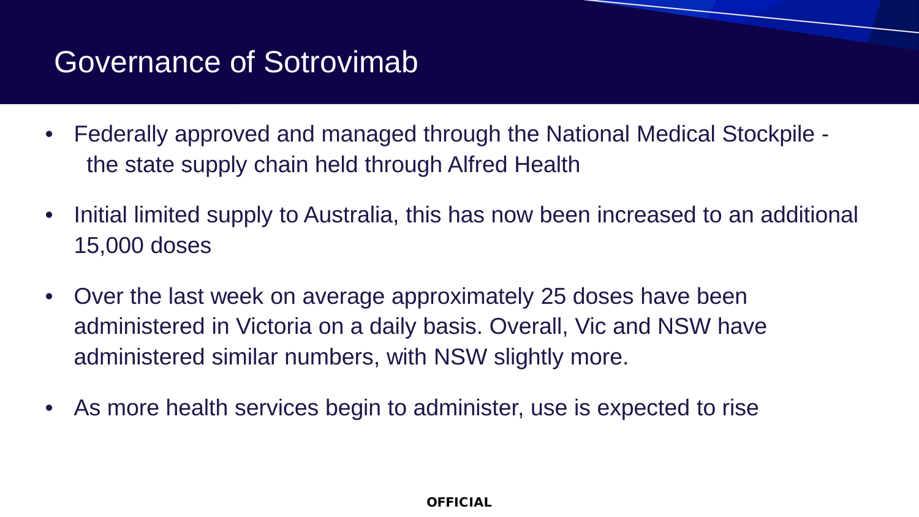# Governance of Sotrovimab

- Federally approved and managed through the National Medical Stockpile - the state supply chain held through Alfred Health
- Initial limited supply to Australia, this has now been increased to an additional 15,000 doses
- Over the last week on average approximately 25 doses have been administered in Victoria on a daily basis. Overall, Vic and NSW have administered similar numbers, with NSW slightly more.
- As more health services begin to administer, use is expected to rise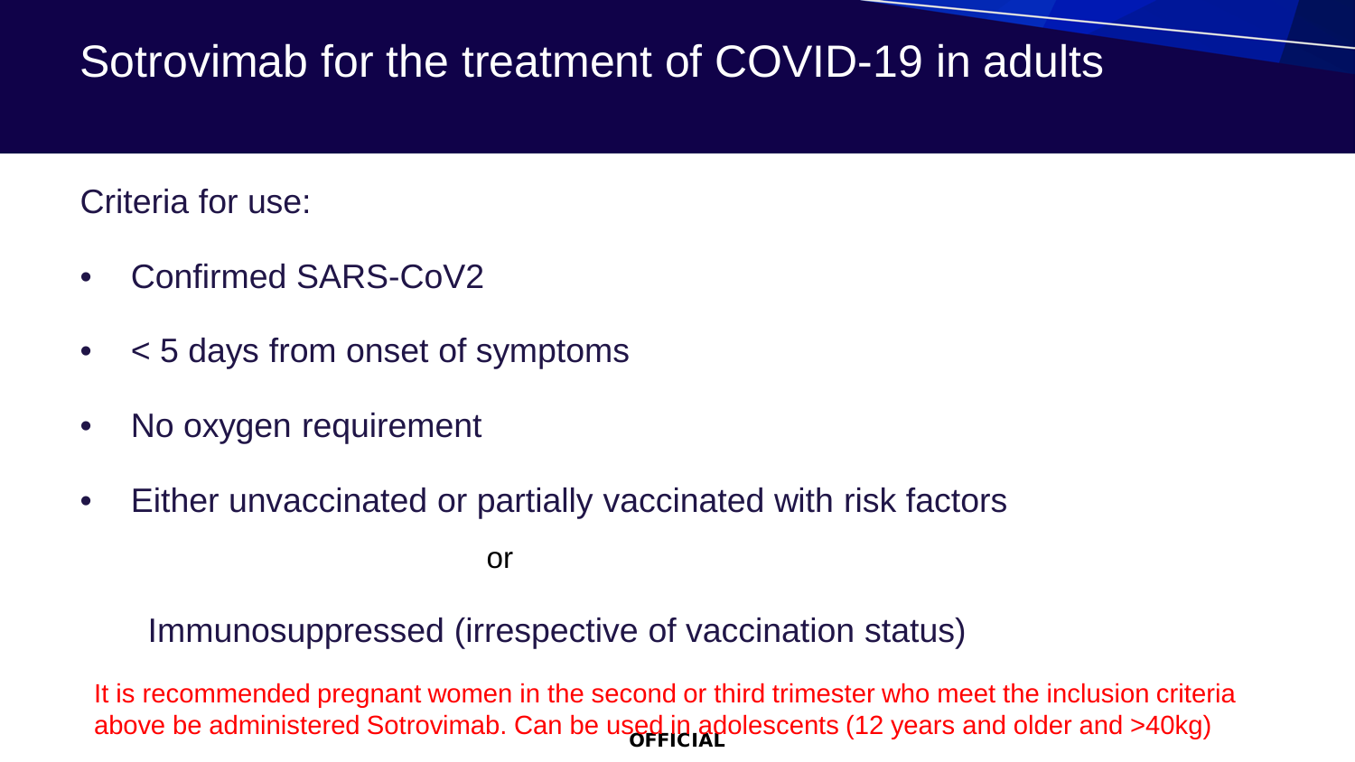# Sotrovimab for the treatment of COVID-19 in adults

Criteria for use:

- Confirmed SARS-CoV2
- < 5 days from onset of symptoms
- No oxygen requirement
- Either unvaccinated or partially vaccinated with risk factors

  or

  Immunosuppressed (irrespective of vaccination status)

It is recommended pregnant women in the second or third trimester who meet the inclusion criteria above be administered Sotrovimab. Can be used in adolescents (12 years and older and >40kg)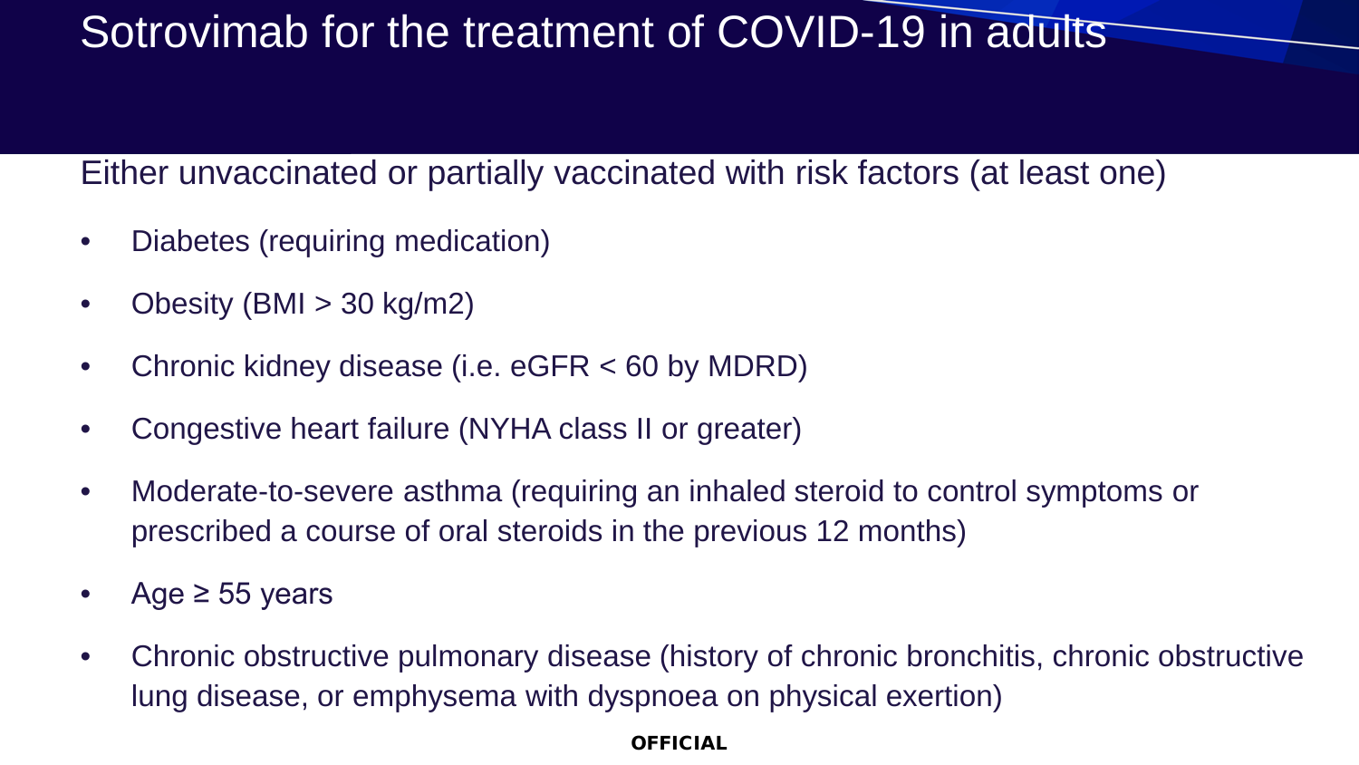# Sotrovimab for the treatment of COVID-19 in adults

Either unvaccinated or partially vaccinated with risk factors (at least one)

- Diabetes (requiring medication)
- Obesity (BMI > 30 kg/m2)
- Chronic kidney disease (i.e. eGFR < 60 by MDRD)
- Congestive heart failure (NYHA class II or greater)
- Moderate-to-severe asthma (requiring an inhaled steroid to control symptoms or prescribed a course of oral steroids in the previous 12 months)
- Age ≥ 55 years
- Chronic obstructive pulmonary disease (history of chronic bronchitis, chronic obstructive lung disease, or emphysema with dyspnoea on physical exertion)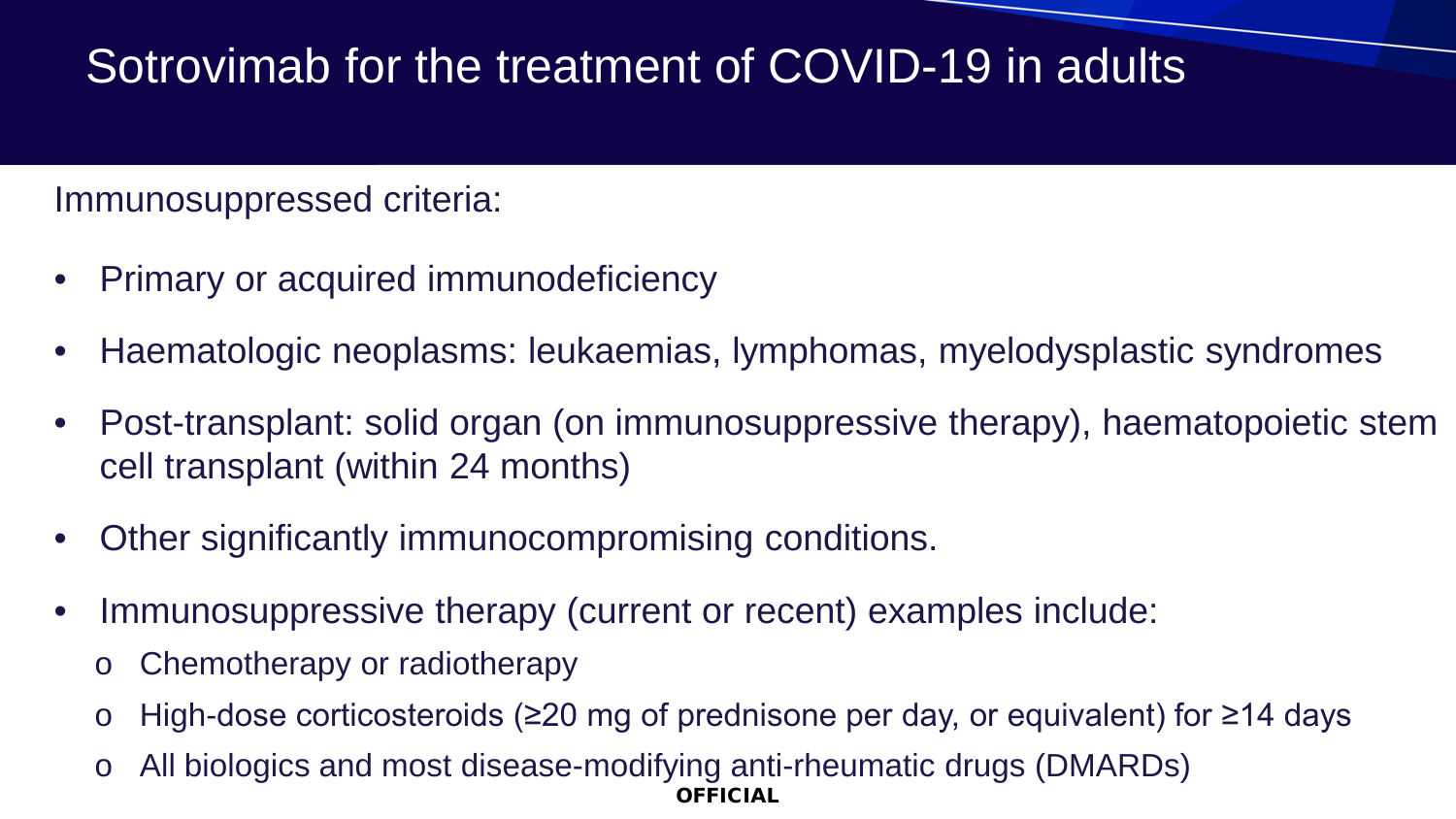# Sotrovimab for the treatment of COVID-19 in adults

Immunosuppressed criteria:

- Primary or acquired immunodeficiency
- Haematologic neoplasms: leukaemias, lymphomas, myelodysplastic syndromes
- Post-transplant: solid organ (on immunosuppressive therapy), haematopoietic stem cell transplant (within 24 months)
- Other significantly immunocompromising conditions.
- Immunosuppressive therapy (current or recent) examples include:
  - Chemotherapy or radiotherapy
  - High-dose corticosteroids (≥20 mg of prednisone per day, or equivalent) for ≥14 days
  - All biologics and most disease-modifying anti-rheumatic drugs (DMARDs)

**OFFICIAL**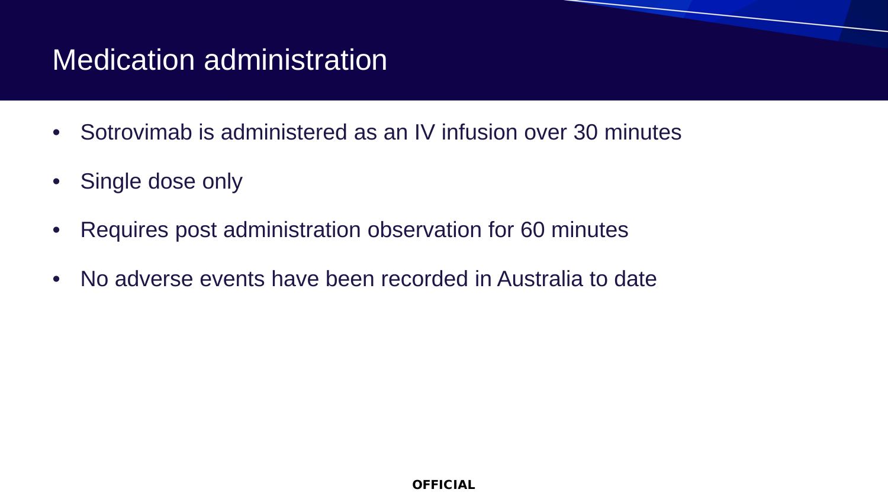# Medication administration

- Sotrovimab is administered as an IV infusion over 30 minutes
- Single dose only
- Requires post administration observation for 60 minutes
- No adverse events have been recorded in Australia to date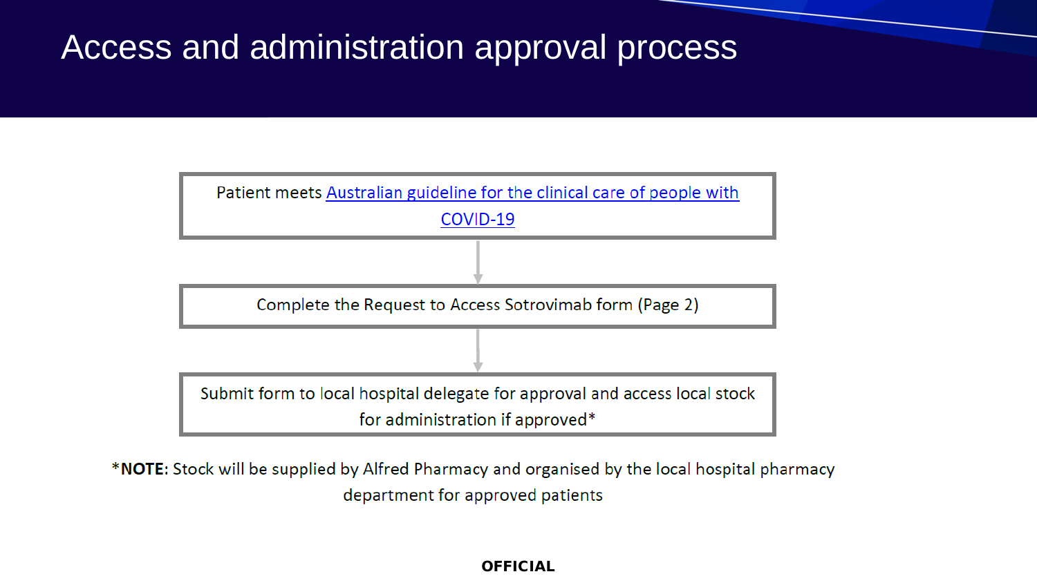# Access and administration approval process

Patient meets [Australian guideline for the clinical care of people with COVID-19]

↓

Complete the Request to Access Sotrovimab form (Page 2)

↓

Submit form to local hospital delegate for approval and access local stock for administration if approved*

***NOTE:** Stock will be supplied by Alfred Pharmacy and organised by the local hospital pharmacy department for approved patients

**OFFICIAL**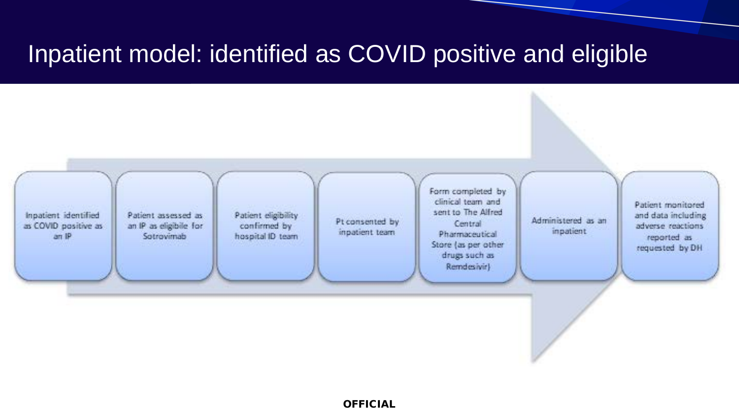# Inpatient model: identified as COVID positive and eligible

1. Inpatient identified as COVID positive as an IP
2. Patient assessed as an IP as eligibile for Sotrovimab
3. Patient eligibility confirmed by hospital ID team
4. Pt consented by inpatient team
5. Form completed by clinical team and sent to The Alfred Central Pharmaceutical Store (as per other drugs such as Remdesivir)
6. Administered as an inpatient
7. Patient monitored and data including adverse reactions reported as requested by DH

**OFFICIAL**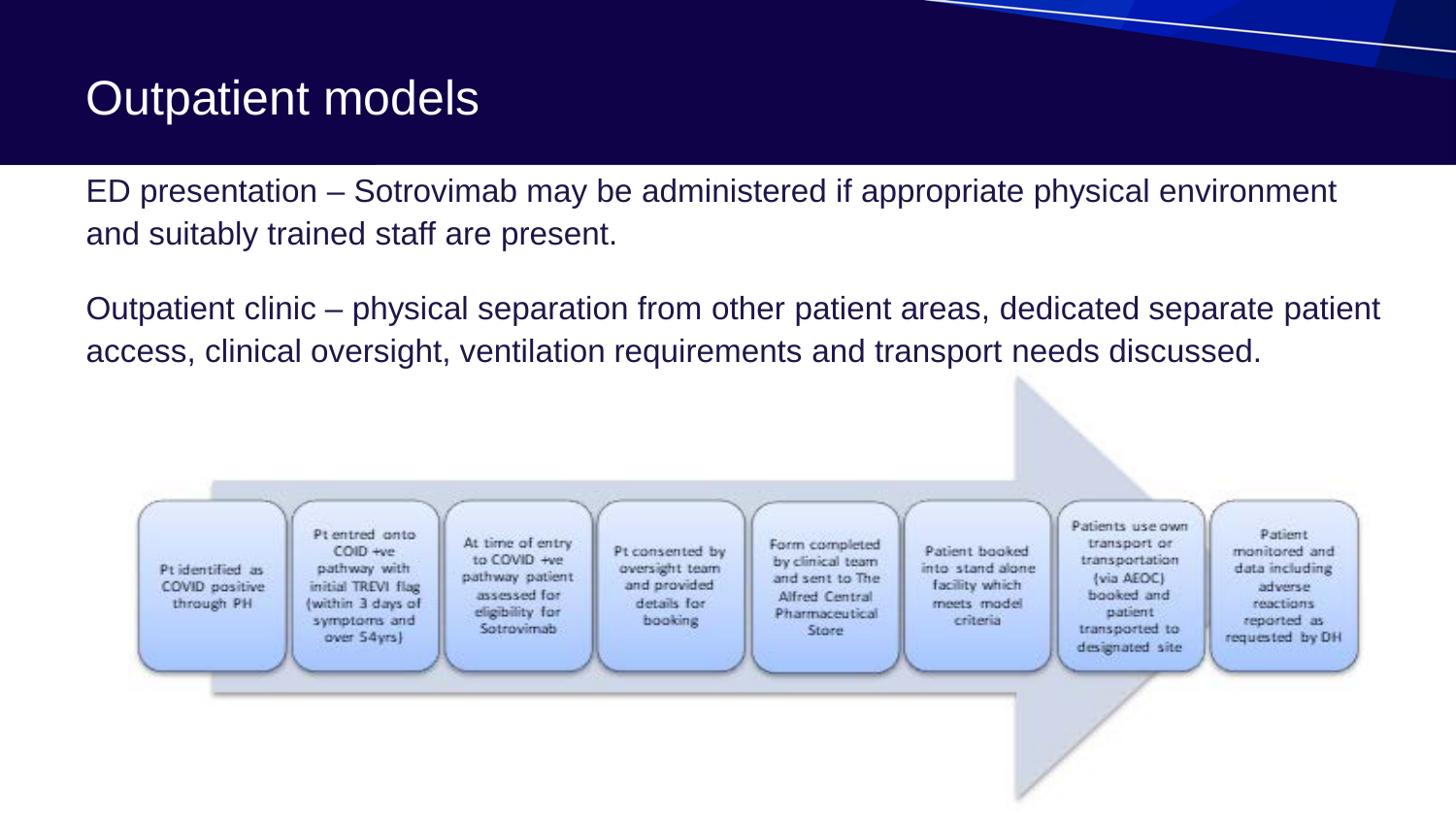# Outpatient models

ED presentation – Sotrovimab may be administered if appropriate physical environment and suitably trained staff are present.

Outpatient clinic – physical separation from other patient areas, dedicated separate patient access, clinical oversight, ventilation requirements and transport needs discussed.

1. Pt identified as COVID positive through PH
2. Pt entred onto COID +ve pathway with initial TREVI flag (within 3 days of symptoms and over 54yrs)
3. At time of entry to COVID +ve pathway patient assessed for eligibility for Sotrovimab
4. Pt consented by oversight team and provided details for booking
5. Form completed by clinical team and sent to The Alfred Central Pharmaceutical Store
6. Patient booked into stand alone facility which meets model criteria
7. Patients use own transport or transportation (via AEOC) booked and patient transported to designated site
8. Patient monitored and data including adverse reactions reported as requested by DH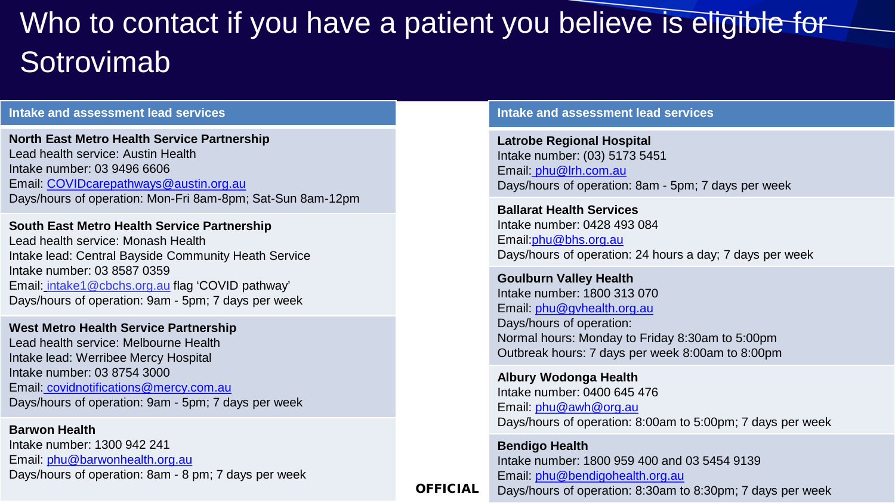# Who to contact if you have a patient you believe is eligible for Sotrovimab

## Intake and assessment lead services

**North East Metro Health Service Partnership**
Lead health service: Austin Health
Intake number: 03 9496 6606
Email: COVIDcarepathways@austin.org.au
Days/hours of operation: Mon-Fri 8am-8pm; Sat-Sun 8am-12pm

**South East Metro Health Service Partnership**
Lead health service: Monash Health
Intake lead: Central Bayside Community Heath Service
Intake number: 03 8587 0359
Email: intake1@cbchs.org.au flag 'COVID pathway'
Days/hours of operation: 9am - 5pm; 7 days per week

**West Metro Health Service Partnership**
Lead health service: Melbourne Health
Intake lead: Werribee Mercy Hospital
Intake number: 03 8754 3000
Email: covidnotifications@mercy.com.au
Days/hours of operation: 9am - 5pm; 7 days per week

**Barwon Health**
Intake number: 1300 942 241
Email: phu@barwonhealth.org.au
Days/hours of operation: 8am - 8 pm; 7 days per week

## Intake and assessment lead services

**Latrobe Regional Hospital**
Intake number: (03) 5173 5451
Email: phu@lrh.com.au
Days/hours of operation: 8am - 5pm; 7 days per week

**Ballarat Health Services**
Intake number: 0428 493 084
Email: phu@bhs.org.au
Days/hours of operation: 24 hours a day; 7 days per week

**Goulburn Valley Health**
Intake number: 1800 313 070
Email: phu@gvhealth.org.au
Days/hours of operation:
Normal hours: Monday to Friday 8:30am to 5:00pm
Outbreak hours: 7 days per week 8:00am to 8:00pm

**Albury Wodonga Health**
Intake number: 0400 645 476
Email: phu@awh@org.au
Days/hours of operation: 8:00am to 5:00pm; 7 days per week

**Bendigo Health**
Intake number: 1800 959 400 and 03 5454 9139
Email: phu@bendigohealth.org.au
Days/hours of operation: 8:30am to 8:30pm; 7 days per week

OFFICIAL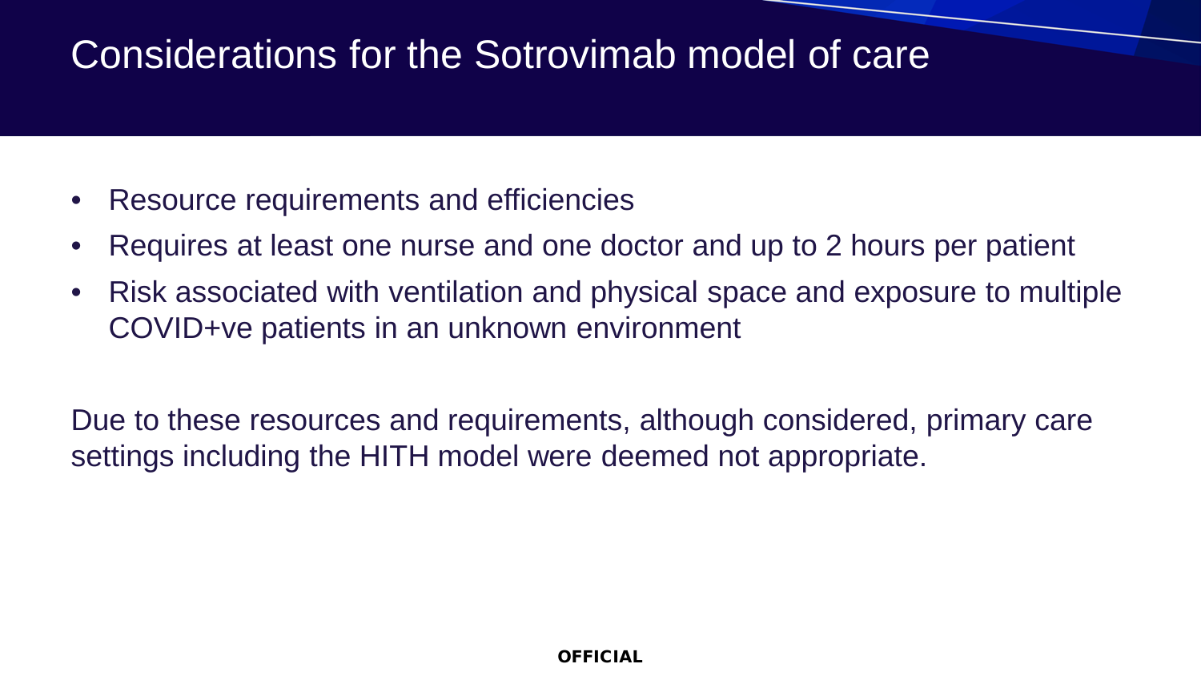# Considerations for the Sotrovimab model of care

- Resource requirements and efficiencies
- Requires at least one nurse and one doctor and up to 2 hours per patient
- Risk associated with ventilation and physical space and exposure to multiple COVID+ve patients in an unknown environment

Due to these resources and requirements, although considered, primary care settings including the HITH model were deemed not appropriate.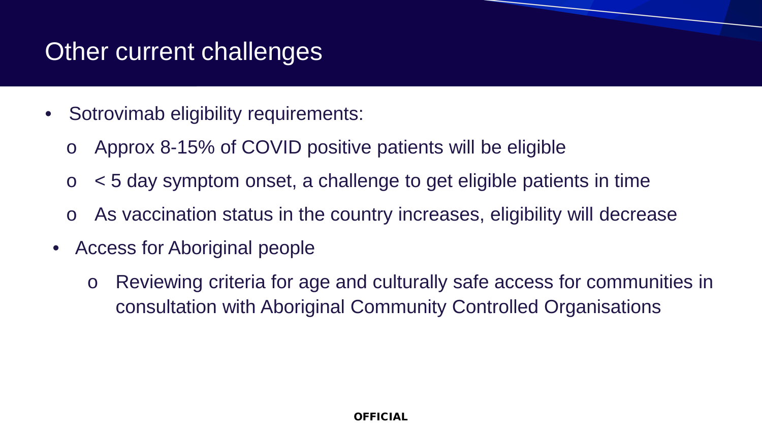# Other current challenges

- Sotrovimab eligibility requirements:
  - Approx 8-15% of COVID positive patients will be eligible
  - < 5 day symptom onset, a challenge to get eligible patients in time
  - As vaccination status in the country increases, eligibility will decrease
- Access for Aboriginal people
  - Reviewing criteria for age and culturally safe access for communities in consultation with Aboriginal Community Controlled Organisations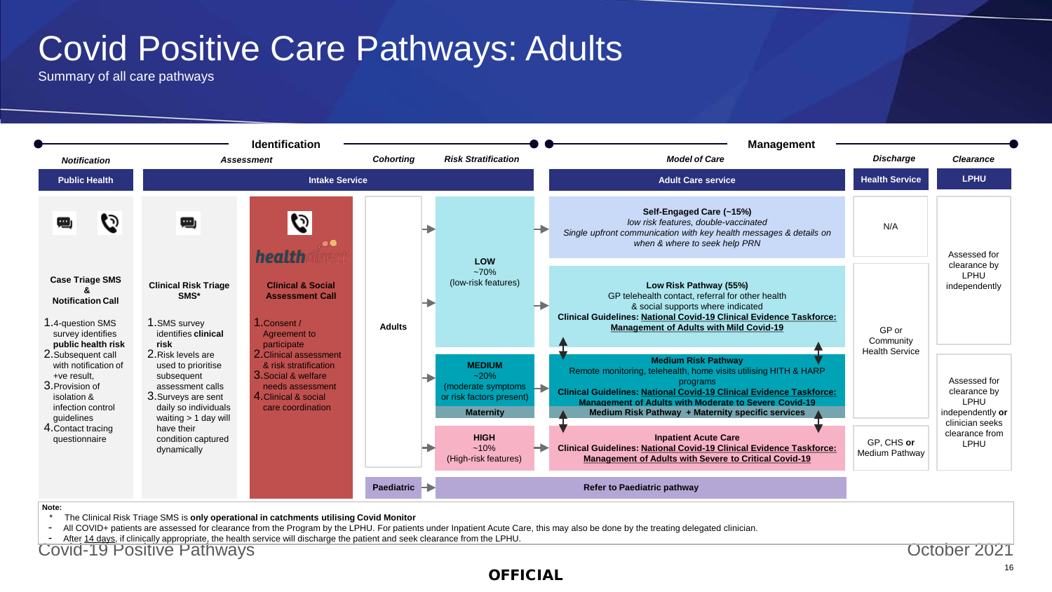# Covid Positive Care Pathways: Adults

Summary of all care pathways

**Identification** | **Management**

| *Notification* | *Assessment* | | *Cohorting* | *Risk Stratification* | *Model of Care* | *Discharge* | *Clearance* |
|---|---|---|---|---|---|---|---|
| **Public Health** | **Intake Service** | | | | **Adult Care service** | **Health Service** | **LPHU** |
| **Case Triage SMS & Notification Call**<br>1. 4-question SMS survey identifies **public health risk**<br>2. Subsequent call with notification of +ve result,<br>3. Provision of isolation & infection control guidelines<br>4. Contact tracing questionnaire | **Clinical Risk Triage SMS***<br>1. SMS survey identifies **clinical risk**<br>2. Risk levels are used to prioritise subsequent assessment calls<br>3. Surveys are sent daily so individuals waiting > 1 day will have their condition captured dynamically | healthdirect<br>**Clinical & Social Assessment Call**<br>1. Consent / Agreement to participate<br>2. Clinical assessment & risk stratification<br>3. Social & welfare needs assessment<br>4. Clinical & social care coordination | **Adults** | **LOW**<br>~70%<br>(low-risk features) | **Self-Engaged Care (~15%)**<br>*low risk features, double-vaccinated*<br>*Single upfront communication with key health messages & details on when & where to seek help PRN* | N/A | Assessed for clearance by LPHU independently |
| | | | | | **Low Risk Pathway (55%)**<br>GP telehealth contact, referral for other health & social supports where indicated<br>**Clinical Guidelines: National Covid-19 Clinical Evidence Taskforce: Management of Adults with Mild Covid-19** | GP or Community Health Service | |
| | | | | **MEDIUM**<br>~20%<br>(moderate symptoms or risk factors present)<br>**Maternity** | **Medium Risk Pathway**<br>Remote monitoring, telehealth, home visits utilising HITH & HARP programs<br>**Clinical Guidelines: National Covid-19 Clinical Evidence Taskforce: Management of Adults with Moderate to Severe Covid-19**<br>**Medium Risk Pathway + Maternity specific services** | | Assessed for clearance by LPHU independently **or** clinician seeks clearance from LPHU |
| | | | | **HIGH**<br>~10%<br>(High-risk features) | **Inpatient Acute Care**<br>**Clinical Guidelines: National Covid-19 Clinical Evidence Taskforce: Management of Adults with Severe to Critical Covid-19** | GP, CHS **or** Medium Pathway | |
| | | | **Paediatric** | **Refer to Paediatric pathway** | | | |

**Note:**

\* The Clinical Risk Triage SMS is **only operational in catchments utilising Covid Monitor**

- All COVID+ patients are assessed for clearance from the Program by the LPHU. For patients under Inpatient Acute Care, this may also be done by the treating delegated clinician.
- After 14 days, if clinically appropriate, the health service will discharge the patient and seek clearance from the LPHU.

Covid-19 Positive Pathways | October 2021

**OFFICIAL**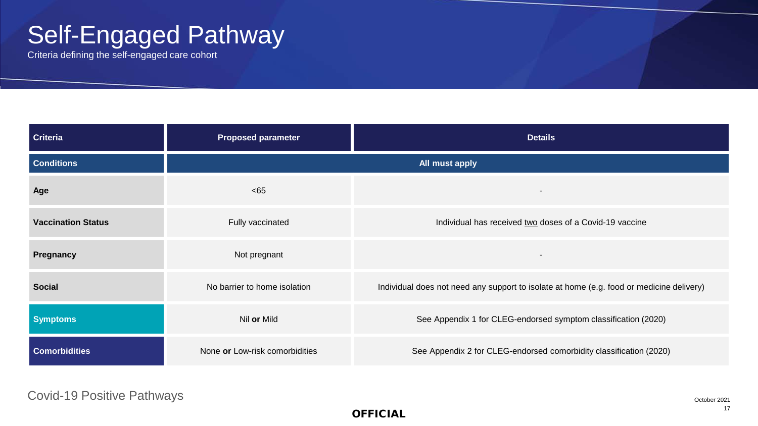# Self-Engaged Pathway

Criteria defining the self-engaged care cohort

| Criteria | Proposed parameter | Details |
| --- | --- | --- |
| **Conditions** | **All must apply** | |
| **Age** | <65 | - |
| **Vaccination Status** | Fully vaccinated | Individual has received two doses of a Covid-19 vaccine |
| **Pregnancy** | Not pregnant | - |
| **Social** | No barrier to home isolation | Individual does not need any support to isolate at home (e.g. food or medicine delivery) |
| **Symptoms** | Nil **or** Mild | See Appendix 1 for CLEG-endorsed symptom classification (2020) |
| **Comorbidities** | None **or** Low-risk comorbidities | See Appendix 2 for CLEG-endorsed comorbidity classification (2020) |

Covid-19 Positive Pathways

October 2021

**OFFICIAL**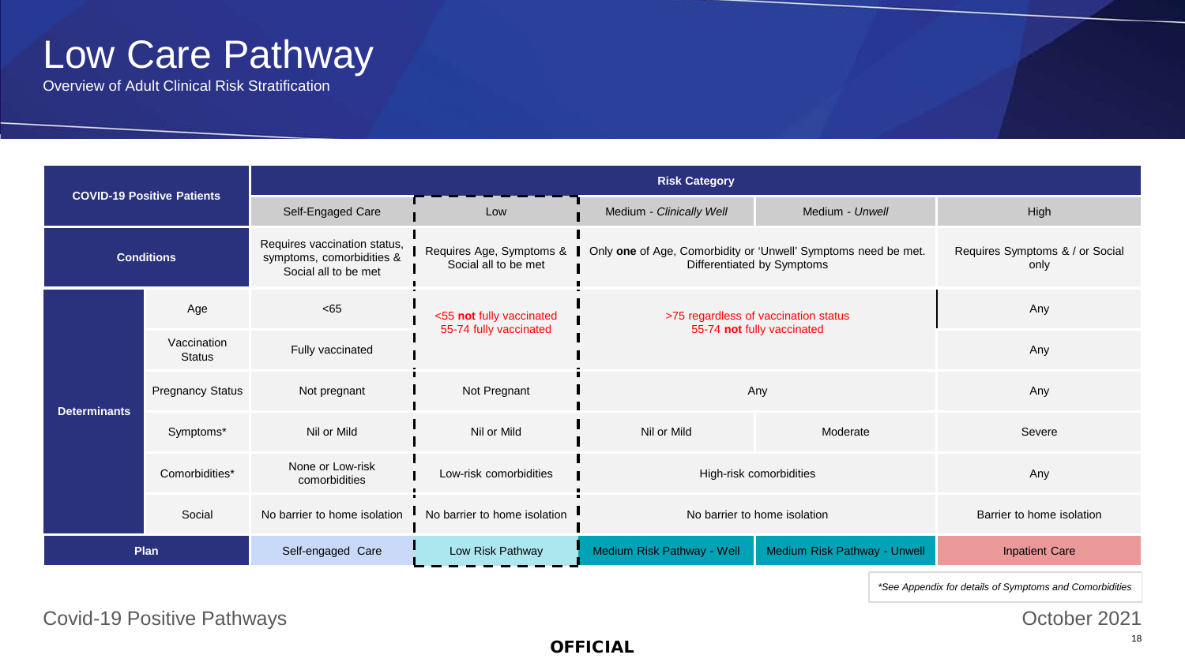# Low Care Pathway

Overview of Adult Clinical Risk Stratification

| COVID-19 Positive Patients | | Risk Category | | | | |
|---|---|---|---|---|---|---|
| | | Self-Engaged Care | Low | Medium - *Clinically Well* | Medium - *Unwell* | High |
| **Conditions** | | Requires vaccination status, symptoms, comorbidities & Social all to be met | Requires Age, Symptoms & Social all to be met | Only **one** of Age, Comorbidity or 'Unwell' Symptoms need be met. Differentiated by Symptoms | | Requires Symptoms & / or Social only |
| **Determinants** | Age | <65 | <55 **not** fully vaccinated<br>55-74 fully vaccinated | >75 regardless of vaccination status<br>55-74 **not** fully vaccinated | | Any |
| | Vaccination Status | Fully vaccinated | | | | Any |
| | Pregnancy Status | Not pregnant | Not Pregnant | Any | | Any |
| | Symptoms* | Nil or Mild | Nil or Mild | Nil or Mild | Moderate | Severe |
| | Comorbidities* | None or Low-risk comorbidities | Low-risk comorbidities | High-risk comorbidities | | Any |
| | Social | No barrier to home isolation | No barrier to home isolation | No barrier to home isolation | | Barrier to home isolation |
| **Plan** | | Self-engaged Care | Low Risk Pathway | Medium Risk Pathway - Well | Medium Risk Pathway - Unwell | Inpatient Care |

*\*See Appendix for details of Symptoms and Comorbidities*

Covid-19 Positive Pathways

October 2021

**OFFICIAL**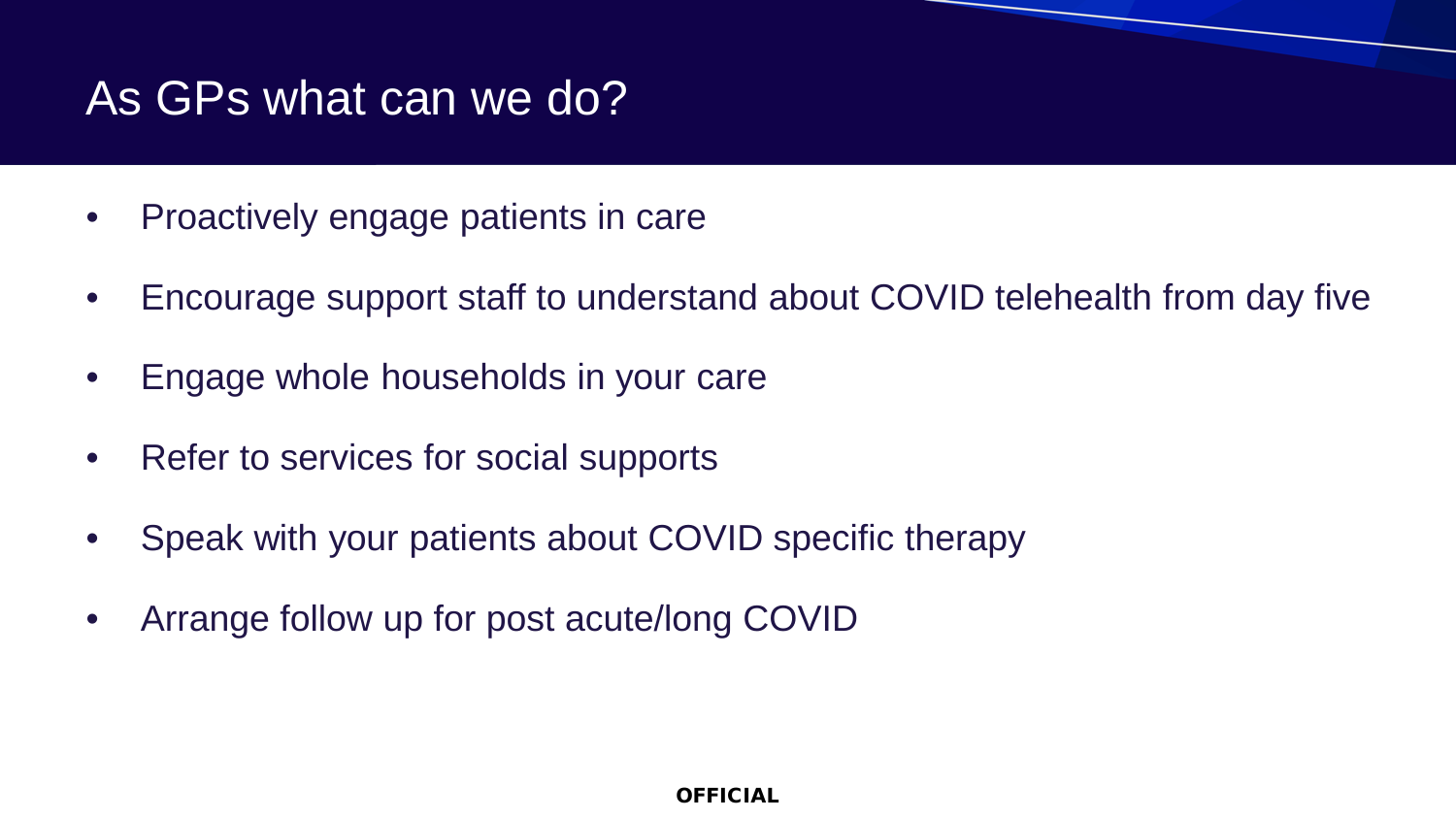# As GPs what can we do?

- Proactively engage patients in care
- Encourage support staff to understand about COVID telehealth from day five
- Engage whole households in your care
- Refer to services for social supports
- Speak with your patients about COVID specific therapy
- Arrange follow up for post acute/long COVID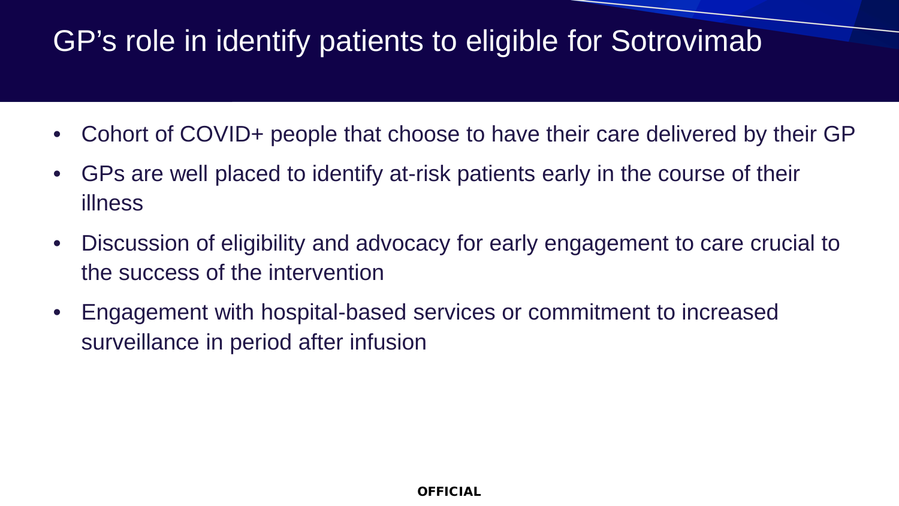# GP's role in identify patients to eligible for Sotrovimab

- Cohort of COVID+ people that choose to have their care delivered by their GP
- GPs are well placed to identify at-risk patients early in the course of their illness
- Discussion of eligibility and advocacy for early engagement to care crucial to the success of the intervention
- Engagement with hospital-based services or commitment to increased surveillance in period after infusion

**OFFICIAL**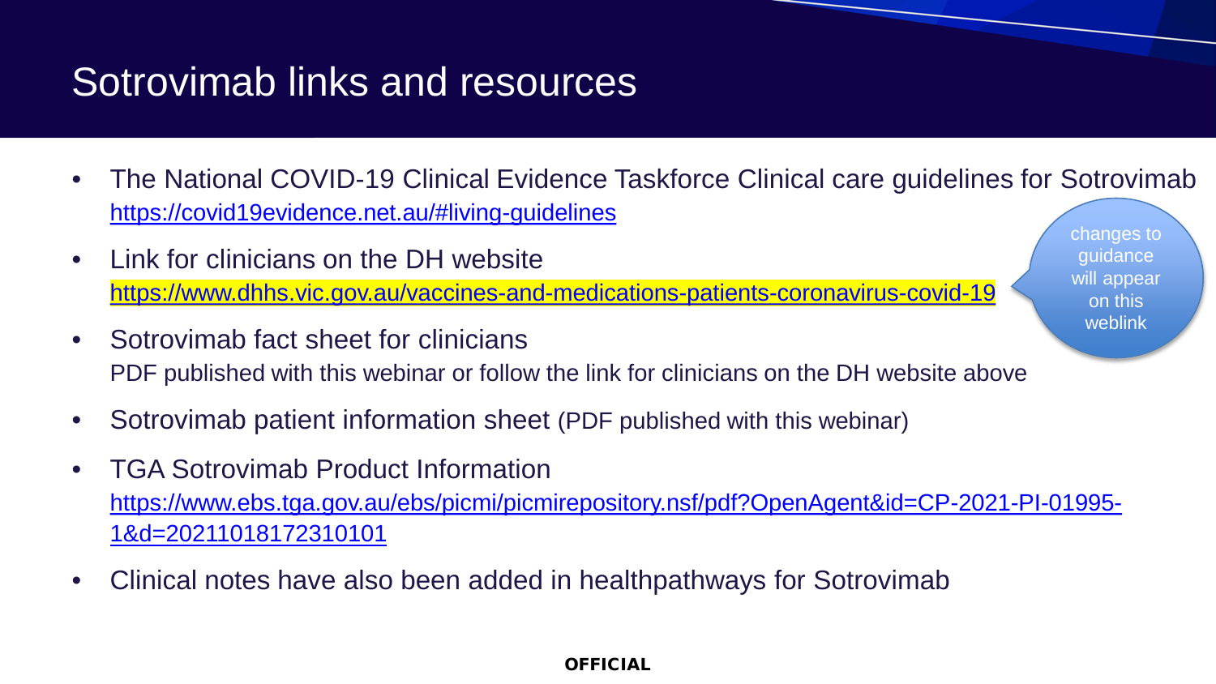# Sotrovimab links and resources

- The National COVID-19 Clinical Evidence Taskforce Clinical care guidelines for Sotrovimab
  https://covid19evidence.net.au/#living-guidelines
- Link for clinicians on the DH website
  https://www.dhhs.vic.gov.au/vaccines-and-medications-patients-coronavirus-covid-19

  changes to guidance will appear on this weblink
- Sotrovimab fact sheet for clinicians
  PDF published with this webinar or follow the link for clinicians on the DH website above
- Sotrovimab patient information sheet (PDF published with this webinar)
- TGA Sotrovimab Product Information
  https://www.ebs.tga.gov.au/ebs/picmi/picmirepository.nsf/pdf?OpenAgent&id=CP-2021-PI-01995-1&d=20211018172310101
- Clinical notes have also been added in healthpathways for Sotrovimab

OFFICIAL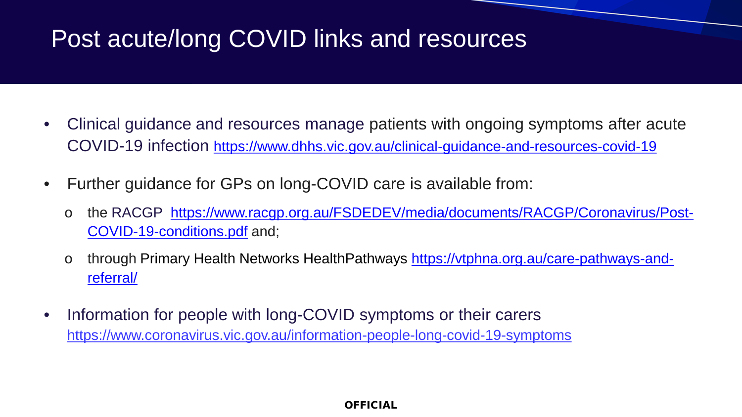# Post acute/long COVID links and resources

- Clinical guidance and resources manage patients with ongoing symptoms after acute COVID-19 infection https://www.dhhs.vic.gov.au/clinical-guidance-and-resources-covid-19
- Further guidance for GPs on long-COVID care is available from:
  - the RACGP https://www.racgp.org.au/FSDEDEV/media/documents/RACGP/Coronavirus/Post-COVID-19-conditions.pdf and;
  - through Primary Health Networks HealthPathways https://vtphna.org.au/care-pathways-and-referral/
- Information for people with long-COVID symptoms or their carers https://www.coronavirus.vic.gov.au/information-people-long-covid-19-symptoms

**OFFICIAL**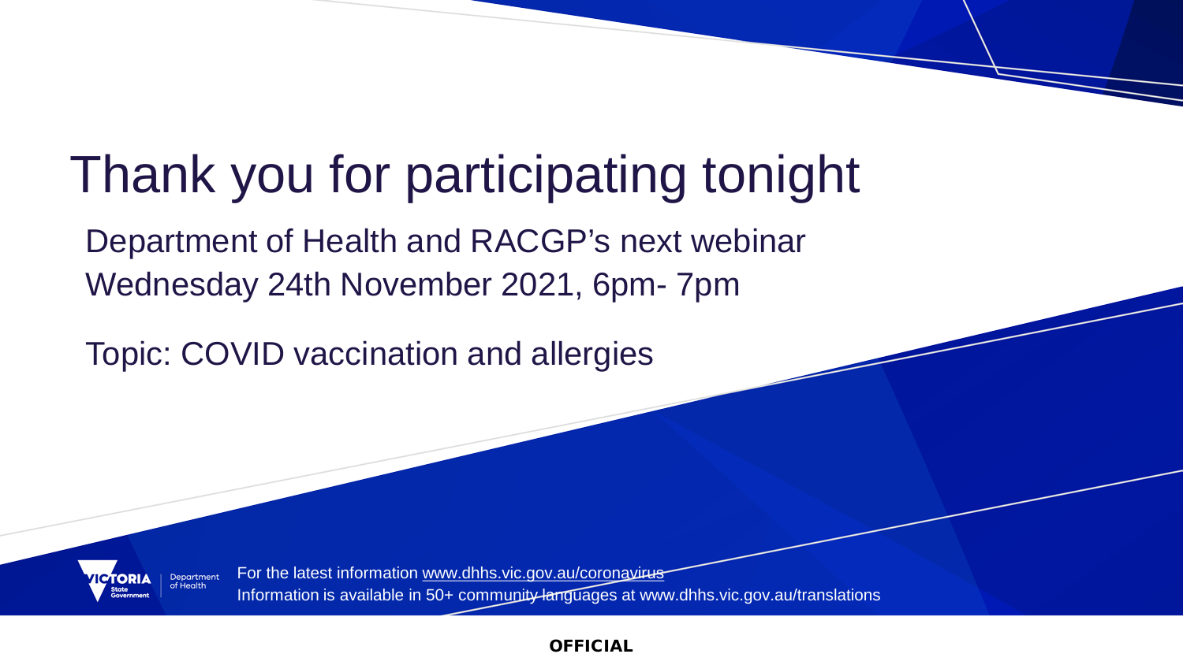# Thank you for participating tonight

Department of Health and RACGP's next webinar

Wednesday 24th November 2021, 6pm- 7pm

Topic: COVID vaccination and allergies

VICTORIA State Government | Department of Health

For the latest information www.dhhs.vic.gov.au/coronavirus

Information is available in 50+ community languages at www.dhhs.vic.gov.au/translations

**OFFICIAL**